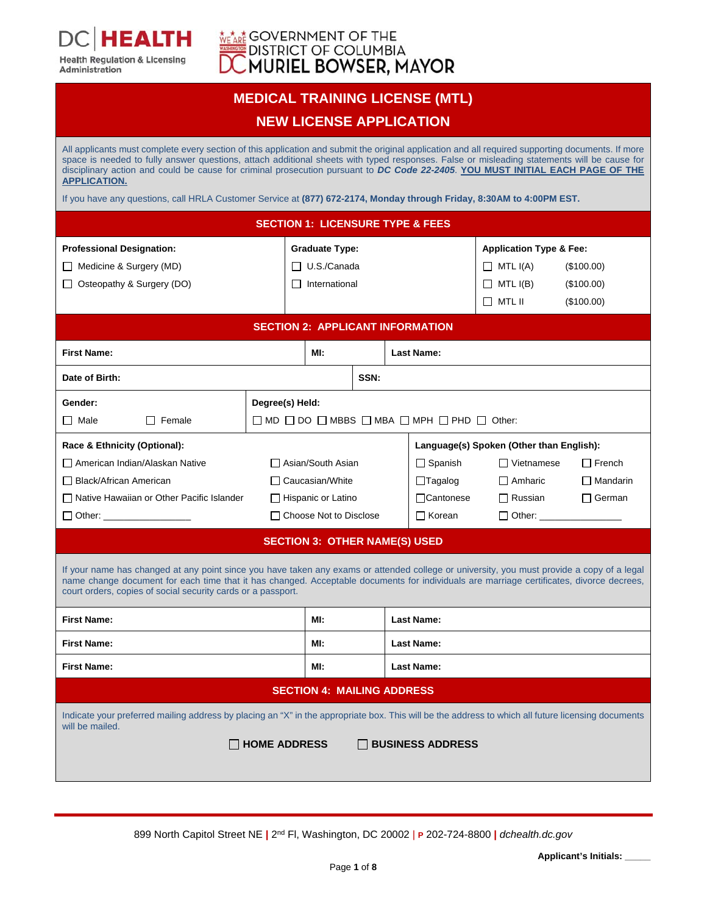DC | HEALTH
Health Regulation & Licensing Administration

GOVERNMENT OF THE DISTRICT OF COLUMBIA
MURIEL BOWSER, MAYOR

# MEDICAL TRAINING LICENSE (MTL)
# NEW LICENSE APPLICATION

All applicants must complete every section of this application and submit the original application and all required supporting documents. If more space is needed to fully answer questions, attach additional sheets with typed responses. False or misleading statements will be cause for disciplinary action and could be cause for criminal prosecution pursuant to ***DC Code 22-2405***. **YOU MUST INITIAL EACH PAGE OF THE APPLICATION.**

If you have any questions, call HRLA Customer Service at **(877) 672-2174, Monday through Friday, 8:30AM to 4:00PM EST.**

## SECTION 1: LICENSURE TYPE & FEES

| Professional Designation: | Graduate Type: | Application Type & Fee: |
|---|---|---|
| ☐ Medicine & Surgery (MD) | ☐ U.S./Canada | ☐ MTL I(A) ($100.00) |
| ☐ Osteopathy & Surgery (DO) | ☐ International | ☐ MTL I(B) ($100.00) |
| | | ☐ MTL II ($100.00) |

## SECTION 2: APPLICANT INFORMATION

| **First Name:** | **MI:** | **Last Name:** |
|---|---|---|
| **Date of Birth:** | **SSN:** | |

**Gender:** ☐ Male ☐ Female

**Degree(s) Held:** ☐ MD ☐ DO ☐ MBBS ☐ MBA ☐ MPH ☐ PHD ☐ Other:

**Race & Ethnicity (Optional):**

- ☐ American Indian/Alaskan Native
- ☐ Black/African American
- ☐ Native Hawaiian or Other Pacific Islander
- ☐ Other: ________________
- ☐ Asian/South Asian
- ☐ Caucasian/White
- ☐ Hispanic or Latino
- ☐ Choose Not to Disclose

**Language(s) Spoken (Other than English):**

- ☐ Spanish
- ☐ Tagalog
- ☐ Cantonese
- ☐ Korean
- ☐ Vietnamese
- ☐ Amharic
- ☐ Russian
- ☐ Other: ________________
- ☐ French
- ☐ Mandarin
- ☐ German

## SECTION 3: OTHER NAME(S) USED

If your name has changed at any point since you have taken any exams or attended college or university, you must provide a copy of a legal name change document for each time that it has changed. Acceptable documents for individuals are marriage certificates, divorce decrees, court orders, copies of social security cards or a passport.

| **First Name:** | **MI:** | **Last Name:** |
|---|---|---|
| **First Name:** | **MI:** | **Last Name:** |
| **First Name:** | **MI:** | **Last Name:** |

## SECTION 4: MAILING ADDRESS

Indicate your preferred mailing address by placing an "X" in the appropriate box. This will be the address to which all future licensing documents will be mailed.

☐ **HOME ADDRESS** ☐ **BUSINESS ADDRESS**

899 North Capitol Street NE | 2nd Fl, Washington, DC 20002 | P 202-724-8800 | *dchealth.dc.gov*

**Applicant's Initials:** _____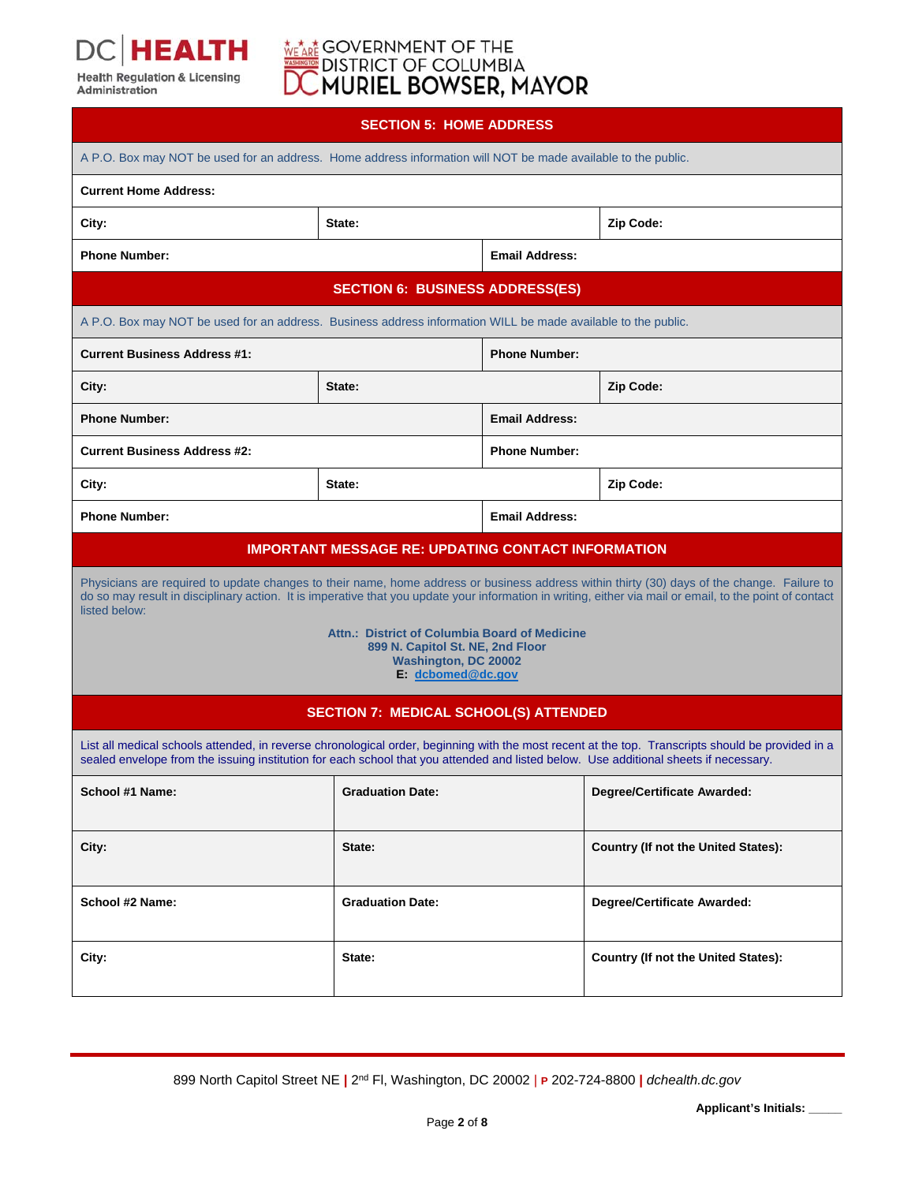## SECTION 5: HOME ADDRESS

A P.O. Box may NOT be used for an address. Home address information will NOT be made available to the public.

| | | |
|---|---|---|
| **Current Home Address:** | | |
| **City:** | **State:** | **Zip Code:** |
| **Phone Number:** | **Email Address:** | |

## SECTION 6: BUSINESS ADDRESS(ES)

A P.O. Box may NOT be used for an address. Business address information WILL be made available to the public.

| | | |
|---|---|---|
| **Current Business Address #1:** | **Phone Number:** | |
| **City:** | **State:** | **Zip Code:** |
| **Phone Number:** | **Email Address:** | |
| **Current Business Address #2:** | **Phone Number:** | |
| **City:** | **State:** | **Zip Code:** |
| **Phone Number:** | **Email Address:** | |

## IMPORTANT MESSAGE RE: UPDATING CONTACT INFORMATION

Physicians are required to update changes to their name, home address or business address within thirty (30) days of the change. Failure to do so may result in disciplinary action. It is imperative that you update your information in writing, either via mail or email, to the point of contact listed below:

**Attn.: District of Columbia Board of Medicine**
**899 N. Capitol St. NE, 2nd Floor**
**Washington, DC 20002**
**E: dcbomed@dc.gov**

## SECTION 7: MEDICAL SCHOOL(S) ATTENDED

List all medical schools attended, in reverse chronological order, beginning with the most recent at the top. Transcripts should be provided in a sealed envelope from the issuing institution for each school that you attended and listed below. Use additional sheets if necessary.

| | | |
|---|---|---|
| **School #1 Name:** | **Graduation Date:** | **Degree/Certificate Awarded:** |
| **City:** | **State:** | **Country (If not the United States):** |
| **School #2 Name:** | **Graduation Date:** | **Degree/Certificate Awarded:** |
| **City:** | **State:** | **Country (If not the United States):** |

**Applicant's Initials:** _____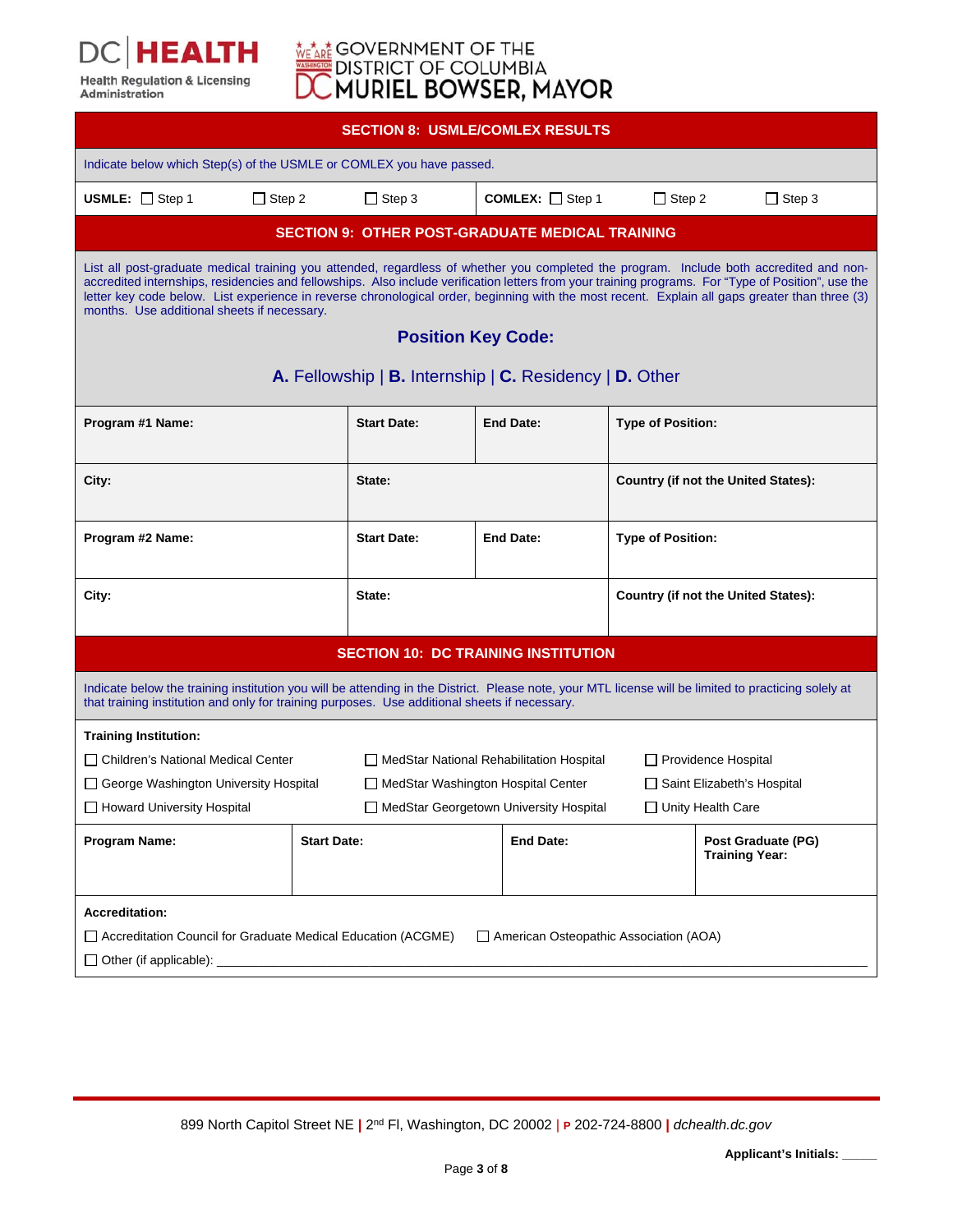## SECTION 8: USMLE/COMLEX RESULTS

Indicate below which Step(s) of the USMLE or COMLEX you have passed.

**USMLE:** ☐ Step 1 ☐ Step 2 ☐ Step 3

**COMLEX:** ☐ Step 1 ☐ Step 2 ☐ Step 3

## SECTION 9: OTHER POST-GRADUATE MEDICAL TRAINING

List all post-graduate medical training you attended, regardless of whether you completed the program. Include both accredited and non-accredited internships, residencies and fellowships. Also include verification letters from your training programs. For "Type of Position", use the letter key code below. List experience in reverse chronological order, beginning with the most recent. Explain all gaps greater than three (3) months. Use additional sheets if necessary.

### Position Key Code:

**A.** Fellowship | **B.** Internship | **C.** Residency | **D.** Other

| **Program #1 Name:** | **Start Date:** | **End Date:** | **Type of Position:** |
|---|---|---|---|
| **City:** | **State:** | | **Country (if not the United States):** |
| **Program #2 Name:** | **Start Date:** | **End Date:** | **Type of Position:** |
| **City:** | **State:** | | **Country (if not the United States):** |

## SECTION 10: DC TRAINING INSTITUTION

Indicate below the training institution you will be attending in the District. Please note, your MTL license will be limited to practicing solely at that training institution and only for training purposes. Use additional sheets if necessary.

**Training Institution:**

☐ Children's National Medical Center
☐ MedStar National Rehabilitation Hospital
☐ Providence Hospital
☐ George Washington University Hospital
☐ MedStar Washington Hospital Center
☐ Saint Elizabeth's Hospital
☐ Howard University Hospital
☐ MedStar Georgetown University Hospital
☐ Unity Health Care

| **Program Name:** | **Start Date:** | **End Date:** | **Post Graduate (PG) Training Year:** |
|---|---|---|---|
| | | | |

**Accreditation:**

☐ Accreditation Council for Graduate Medical Education (ACGME) ☐ American Osteopathic Association (AOA)

☐ Other (if applicable): ____________________________________________

**Applicant's Initials:** _____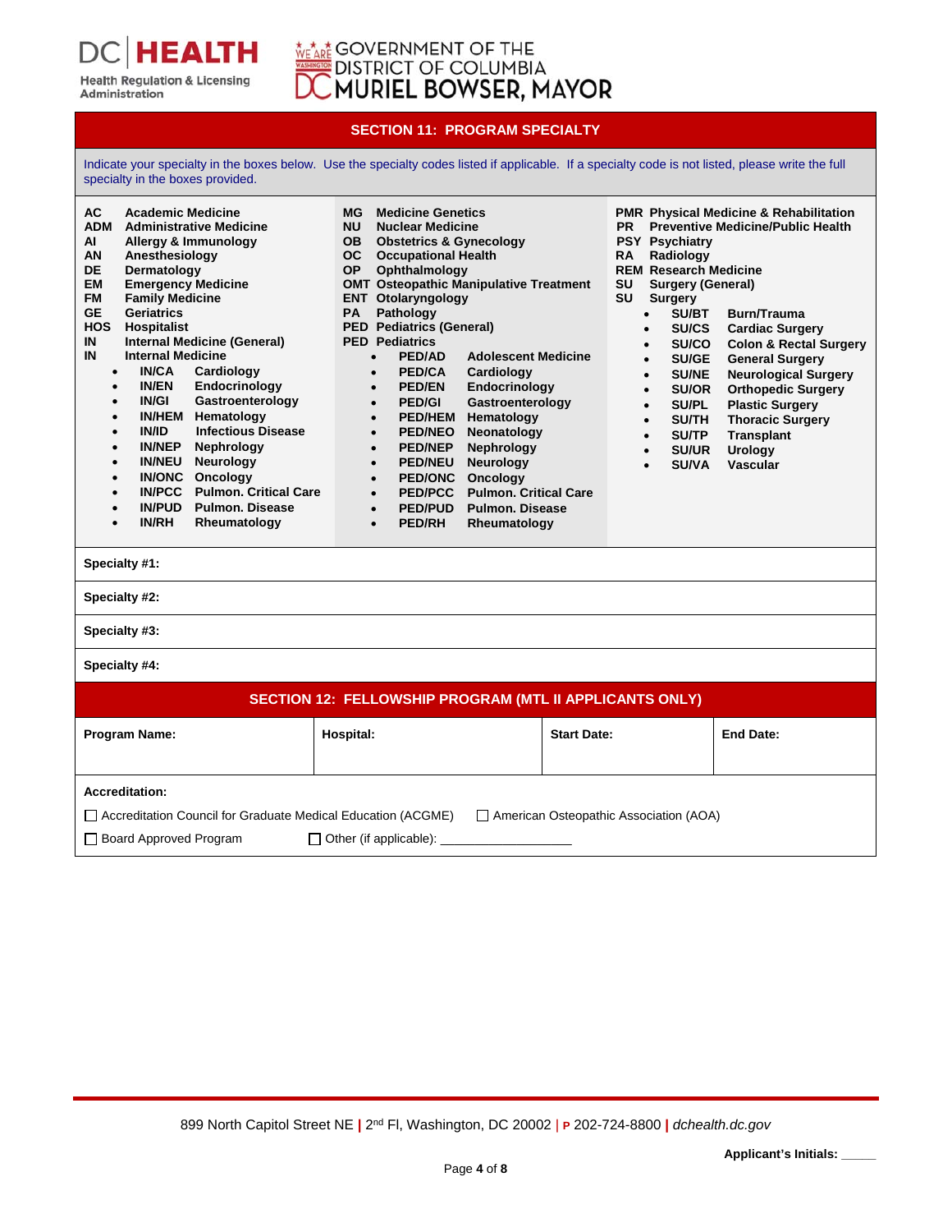DC | HEALTH
Health Regulation & Licensing Administration

GOVERNMENT OF THE DISTRICT OF COLUMBIA
MURIEL BOWSER, MAYOR

## SECTION 11: PROGRAM SPECIALTY

Indicate your specialty in the boxes below. Use the specialty codes listed if applicable. If a specialty code is not listed, please write the full specialty in the boxes provided.

**AC** Academic Medicine
**ADM** Administrative Medicine
**AI** Allergy & Immunology
**AN** Anesthesiology
**DE** Dermatology
**EM** Emergency Medicine
**FM** Family Medicine
**GE** Geriatrics
**HOS** Hospitalist
**IN** Internal Medicine (General)
**IN** Internal Medicine
- **IN/CA** Cardiology
- **IN/EN** Endocrinology
- **IN/GI** Gastroenterology
- **IN/HEM** Hematology
- **IN/ID** Infectious Disease
- **IN/NEP** Nephrology
- **IN/NEU** Neurology
- **IN/ONC** Oncology
- **IN/PCC** Pulmon. Critical Care
- **IN/PUD** Pulmon. Disease
- **IN/RH** Rheumatology

**MG** Medicine Genetics
**NU** Nuclear Medicine
**OB** Obstetrics & Gynecology
**OC** Occupational Health
**OP** Ophthalmology
**OMT** Osteopathic Manipulative Treatment
**ENT** Otolaryngology
**PA** Pathology
**PED** Pediatrics (General)
**PED** Pediatrics
- **PED/AD** Adolescent Medicine
- **PED/CA** Cardiology
- **PED/EN** Endocrinology
- **PED/GI** Gastroenterology
- **PED/HEM** Hematology
- **PED/NEO** Neonatology
- **PED/NEP** Nephrology
- **PED/NEU** Neurology
- **PED/ONC** Oncology
- **PED/PCC** Pulmon. Critical Care
- **PED/PUD** Pulmon. Disease
- **PED/RH** Rheumatology

**PMR** Physical Medicine & Rehabilitation
**PR** Preventive Medicine/Public Health
**PSY** Psychiatry
**RA** Radiology
**REM** Research Medicine
**SU** Surgery (General)
**SU** Surgery
- **SU/BT** Burn/Trauma
- **SU/CS** Cardiac Surgery
- **SU/CO** Colon & Rectal Surgery
- **SU/GE** General Surgery
- **SU/NE** Neurological Surgery
- **SU/OR** Orthopedic Surgery
- **SU/PL** Plastic Surgery
- **SU/TH** Thoracic Surgery
- **SU/TP** Transplant
- **SU/UR** Urology
- **SU/VA** Vascular

**Specialty #1:**

**Specialty #2:**

**Specialty #3:**

**Specialty #4:**

## SECTION 12: FELLOWSHIP PROGRAM (MTL II APPLICANTS ONLY)

| Program Name: | Hospital: | Start Date: | End Date: |
|---|---|---|---|
| | | | |

**Accreditation:**

☐ Accreditation Council for Graduate Medical Education (ACGME) ☐ American Osteopathic Association (AOA)

☐ Board Approved Program ☐ Other (if applicable): ___________________

899 North Capitol Street NE | 2nd Fl, Washington, DC 20002 | P 202-724-8800 | *dchealth.dc.gov*

**Applicant's Initials:** _____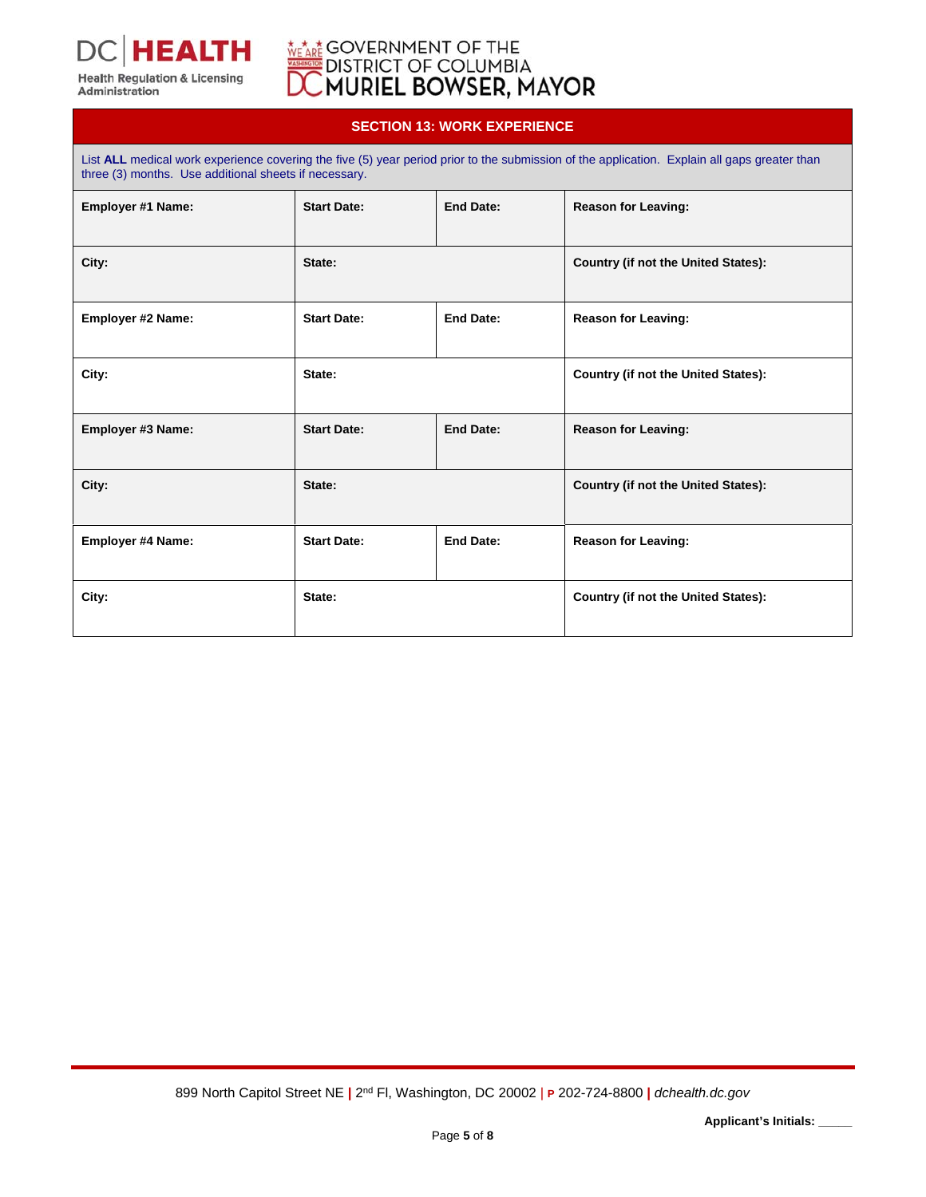## SECTION 13: WORK EXPERIENCE

List **ALL** medical work experience covering the five (5) year period prior to the submission of the application. Explain all gaps greater than three (3) months. Use additional sheets if necessary.

| | | | |
|---|---|---|---|
| **Employer #1 Name:** | **Start Date:** | **End Date:** | **Reason for Leaving:** |
| **City:** | **State:** | | **Country (if not the United States):** |
| **Employer #2 Name:** | **Start Date:** | **End Date:** | **Reason for Leaving:** |
| **City:** | **State:** | | **Country (if not the United States):** |
| **Employer #3 Name:** | **Start Date:** | **End Date:** | **Reason for Leaving:** |
| **City:** | **State:** | | **Country (if not the United States):** |
| **Employer #4 Name:** | **Start Date:** | **End Date:** | **Reason for Leaving:** |
| **City:** | **State:** | | **Country (if not the United States):** |

**Applicant's Initials:** _____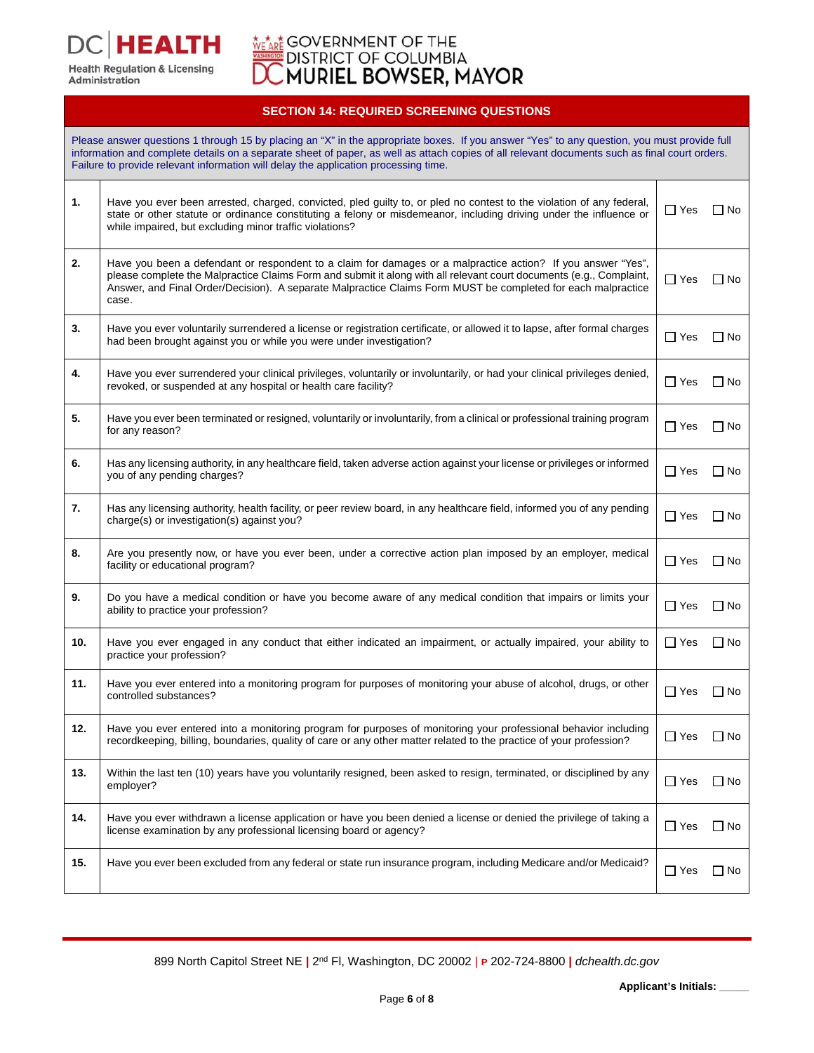DC | HEALTH
Health Regulation & Licensing Administration

GOVERNMENT OF THE DISTRICT OF COLUMBIA
MURIEL BOWSER, MAYOR

## SECTION 14: REQUIRED SCREENING QUESTIONS

Please answer questions 1 through 15 by placing an "X" in the appropriate boxes. If you answer "Yes" to any question, you must provide full information and complete details on a separate sheet of paper, as well as attach copies of all relevant documents such as final court orders. Failure to provide relevant information will delay the application processing time.

| # | Question | Yes | No |
|---|---|---|---|
| 1. | Have you ever been arrested, charged, convicted, pled guilty to, or pled no contest to the violation of any federal, state or other statute or ordinance constituting a felony or misdemeanor, including driving under the influence or while impaired, but excluding minor traffic violations? | ☐ Yes | ☐ No |
| 2. | Have you been a defendant or respondent to a claim for damages or a malpractice action? If you answer "Yes", please complete the Malpractice Claims Form and submit it along with all relevant court documents (e.g., Complaint, Answer, and Final Order/Decision). A separate Malpractice Claims Form MUST be completed for each malpractice case. | ☐ Yes | ☐ No |
| 3. | Have you ever voluntarily surrendered a license or registration certificate, or allowed it to lapse, after formal charges had been brought against you or while you were under investigation? | ☐ Yes | ☐ No |
| 4. | Have you ever surrendered your clinical privileges, voluntarily or involuntarily, or had your clinical privileges denied, revoked, or suspended at any hospital or health care facility? | ☐ Yes | ☐ No |
| 5. | Have you ever been terminated or resigned, voluntarily or involuntarily, from a clinical or professional training program for any reason? | ☐ Yes | ☐ No |
| 6. | Has any licensing authority, in any healthcare field, taken adverse action against your license or privileges or informed you of any pending charges? | ☐ Yes | ☐ No |
| 7. | Has any licensing authority, health facility, or peer review board, in any healthcare field, informed you of any pending charge(s) or investigation(s) against you? | ☐ Yes | ☐ No |
| 8. | Are you presently now, or have you ever been, under a corrective action plan imposed by an employer, medical facility or educational program? | ☐ Yes | ☐ No |
| 9. | Do you have a medical condition or have you become aware of any medical condition that impairs or limits your ability to practice your profession? | ☐ Yes | ☐ No |
| 10. | Have you ever engaged in any conduct that either indicated an impairment, or actually impaired, your ability to practice your profession? | ☐ Yes | ☐ No |
| 11. | Have you ever entered into a monitoring program for purposes of monitoring your abuse of alcohol, drugs, or other controlled substances? | ☐ Yes | ☐ No |
| 12. | Have you ever entered into a monitoring program for purposes of monitoring your professional behavior including recordkeeping, billing, boundaries, quality of care or any other matter related to the practice of your profession? | ☐ Yes | ☐ No |
| 13. | Within the last ten (10) years have you voluntarily resigned, been asked to resign, terminated, or disciplined by any employer? | ☐ Yes | ☐ No |
| 14. | Have you ever withdrawn a license application or have you been denied a license or denied the privilege of taking a license examination by any professional licensing board or agency? | ☐ Yes | ☐ No |
| 15. | Have you ever been excluded from any federal or state run insurance program, including Medicare and/or Medicaid? | ☐ Yes | ☐ No |

899 North Capitol Street NE | 2nd Fl, Washington, DC 20002 | P 202-724-8800 | *dchealth.dc.gov*

**Applicant's Initials:** _____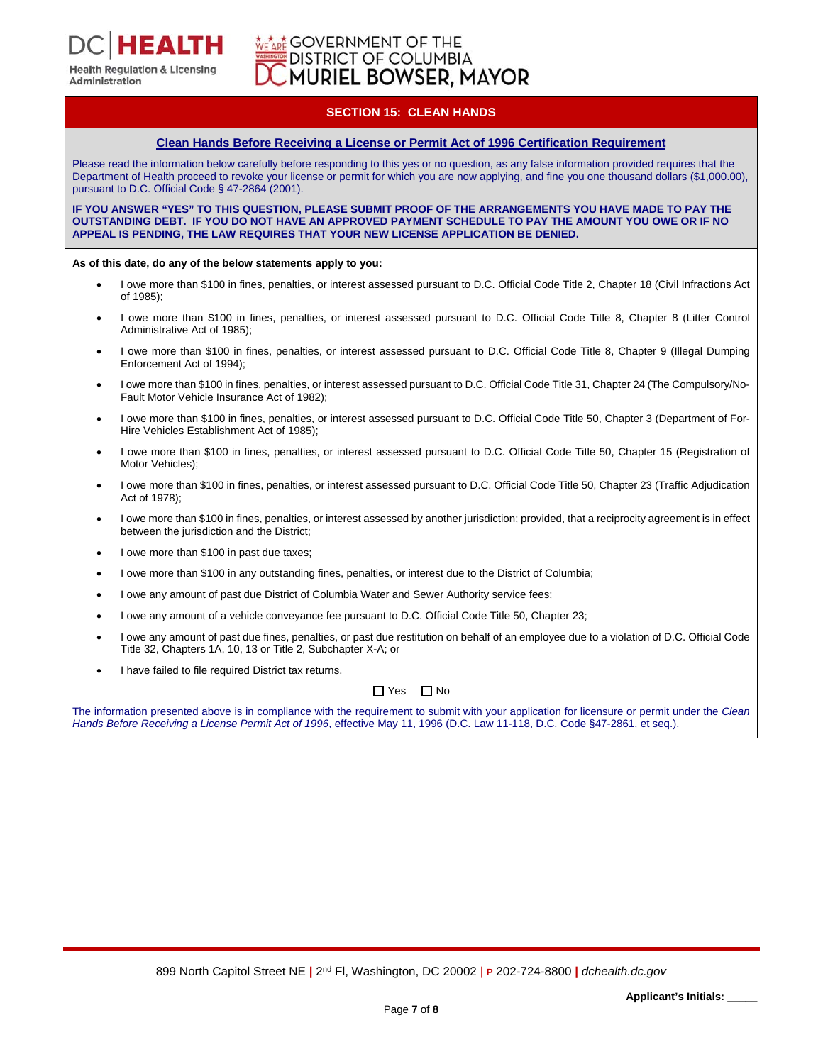DC HEALTH
Health Regulation & Licensing Administration

GOVERNMENT OF THE DISTRICT OF COLUMBIA
MURIEL BOWSER, MAYOR

## SECTION 15: CLEAN HANDS

**Clean Hands Before Receiving a License or Permit Act of 1996 Certification Requirement**

Please read the information below carefully before responding to this yes or no question, as any false information provided requires that the Department of Health proceed to revoke your license or permit for which you are now applying, and fine you one thousand dollars ($1,000.00), pursuant to D.C. Official Code § 47-2864 (2001).

**IF YOU ANSWER "YES" TO THIS QUESTION, PLEASE SUBMIT PROOF OF THE ARRANGEMENTS YOU HAVE MADE TO PAY THE OUTSTANDING DEBT. IF YOU DO NOT HAVE AN APPROVED PAYMENT SCHEDULE TO PAY THE AMOUNT YOU OWE OR IF NO APPEAL IS PENDING, THE LAW REQUIRES THAT YOUR NEW LICENSE APPLICATION BE DENIED.**

**As of this date, do any of the below statements apply to you:**

- I owe more than $100 in fines, penalties, or interest assessed pursuant to D.C. Official Code Title 2, Chapter 18 (Civil Infractions Act of 1985);
- I owe more than $100 in fines, penalties, or interest assessed pursuant to D.C. Official Code Title 8, Chapter 8 (Litter Control Administrative Act of 1985);
- I owe more than $100 in fines, penalties, or interest assessed pursuant to D.C. Official Code Title 8, Chapter 9 (Illegal Dumping Enforcement Act of 1994);
- I owe more than $100 in fines, penalties, or interest assessed pursuant to D.C. Official Code Title 31, Chapter 24 (The Compulsory/No-Fault Motor Vehicle Insurance Act of 1982);
- I owe more than $100 in fines, penalties, or interest assessed pursuant to D.C. Official Code Title 50, Chapter 3 (Department of For-Hire Vehicles Establishment Act of 1985);
- I owe more than $100 in fines, penalties, or interest assessed pursuant to D.C. Official Code Title 50, Chapter 15 (Registration of Motor Vehicles);
- I owe more than $100 in fines, penalties, or interest assessed pursuant to D.C. Official Code Title 50, Chapter 23 (Traffic Adjudication Act of 1978);
- I owe more than $100 in fines, penalties, or interest assessed by another jurisdiction; provided, that a reciprocity agreement is in effect between the jurisdiction and the District;
- I owe more than $100 in past due taxes;
- I owe more than $100 in any outstanding fines, penalties, or interest due to the District of Columbia;
- I owe any amount of past due District of Columbia Water and Sewer Authority service fees;
- I owe any amount of a vehicle conveyance fee pursuant to D.C. Official Code Title 50, Chapter 23;
- I owe any amount of past due fines, penalties, or past due restitution on behalf of an employee due to a violation of D.C. Official Code Title 32, Chapters 1A, 10, 13 or Title 2, Subchapter X-A; or
- I have failed to file required District tax returns.

☐ Yes ☐ No

The information presented above is in compliance with the requirement to submit with your application for licensure or permit under the *Clean Hands Before Receiving a License Permit Act of 1996*, effective May 11, 1996 (D.C. Law 11-118, D.C. Code §47-2861, et seq.).

899 North Capitol Street NE | 2nd Fl, Washington, DC 20002 | P 202-724-8800 | *dchealth.dc.gov*

**Applicant's Initials:** _____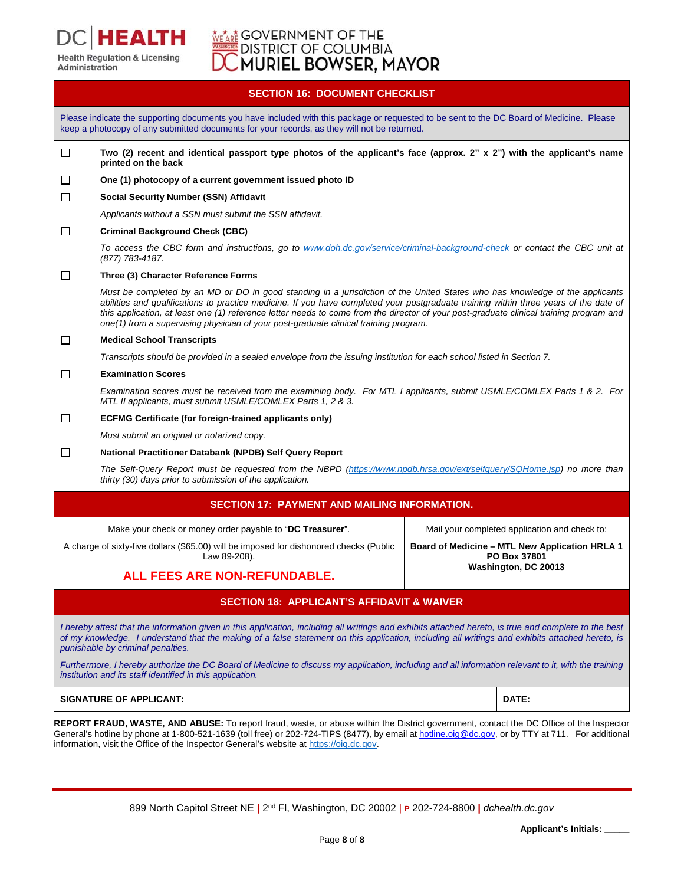DC HEALTH
Health Regulation & Licensing Administration

GOVERNMENT OF THE DISTRICT OF COLUMBIA
MURIEL BOWSER, MAYOR

## SECTION 16: DOCUMENT CHECKLIST

Please indicate the supporting documents you have included with this package or requested to be sent to the DC Board of Medicine. Please keep a photocopy of any submitted documents for your records, as they will not be returned.

- ☐ **Two (2) recent and identical passport type photos of the applicant's face (approx. 2" x 2") with the applicant's name printed on the back**
- ☐ **One (1) photocopy of a current government issued photo ID**
- ☐ **Social Security Number (SSN) Affidavit**

  *Applicants without a SSN must submit the SSN affidavit.*
- ☐ **Criminal Background Check (CBC)**

  *To access the CBC form and instructions, go to www.doh.dc.gov/service/criminal-background-check or contact the CBC unit at (877) 783-4187.*
- ☐ **Three (3) Character Reference Forms**

  *Must be completed by an MD or DO in good standing in a jurisdiction of the United States who has knowledge of the applicants abilities and qualifications to practice medicine. If you have completed your postgraduate training within three years of the date of this application, at least one (1) reference letter needs to come from the director of your post-graduate clinical training program and one(1) from a supervising physician of your post-graduate clinical training program.*
- ☐ **Medical School Transcripts**

  *Transcripts should be provided in a sealed envelope from the issuing institution for each school listed in Section 7.*
- ☐ **Examination Scores**

  *Examination scores must be received from the examining body. For MTL I applicants, submit USMLE/COMLEX Parts 1 & 2. For MTL II applicants, must submit USMLE/COMLEX Parts 1, 2 & 3.*
- ☐ **ECFMG Certificate (for foreign-trained applicants only)**

  *Must submit an original or notarized copy.*
- ☐ **National Practitioner Databank (NPDB) Self Query Report**

  *The Self-Query Report must be requested from the NBPD (https://www.npdb.hrsa.gov/ext/selfquery/SQHome.jsp) no more than thirty (30) days prior to submission of the application.*

## SECTION 17: PAYMENT AND MAILING INFORMATION.

Make your check or money order payable to "**DC Treasurer**".

A charge of sixty-five dollars ($65.00) will be imposed for dishonored checks (Public Law 89-208).

**ALL FEES ARE NON-REFUNDABLE.**

Mail your completed application and check to:

**Board of Medicine – MTL New Application HRLA 1**
**PO Box 37801**
**Washington, DC 20013**

## SECTION 18: APPLICANT'S AFFIDAVIT & WAIVER

*I hereby attest that the information given in this application, including all writings and exhibits attached hereto, is true and complete to the best of my knowledge. I understand that the making of a false statement on this application, including all writings and exhibits attached hereto, is punishable by criminal penalties.*

*Furthermore, I hereby authorize the DC Board of Medicine to discuss my application, including and all information relevant to it, with the training institution and its staff identified in this application.*

| SIGNATURE OF APPLICANT: | DATE: |
|---|---|

**REPORT FRAUD, WASTE, AND ABUSE:** To report fraud, waste, or abuse within the District government, contact the DC Office of the Inspector General's hotline by phone at 1-800-521-1639 (toll free) or 202-724-TIPS (8477), by email at hotline.oig@dc.gov, or by TTY at 711. For additional information, visit the Office of the Inspector General's website at https://oig.dc.gov.

899 North Capitol Street NE | 2nd Fl, Washington, DC 20002 | P 202-724-8800 | dchealth.dc.gov

**Applicant's Initials:** _____